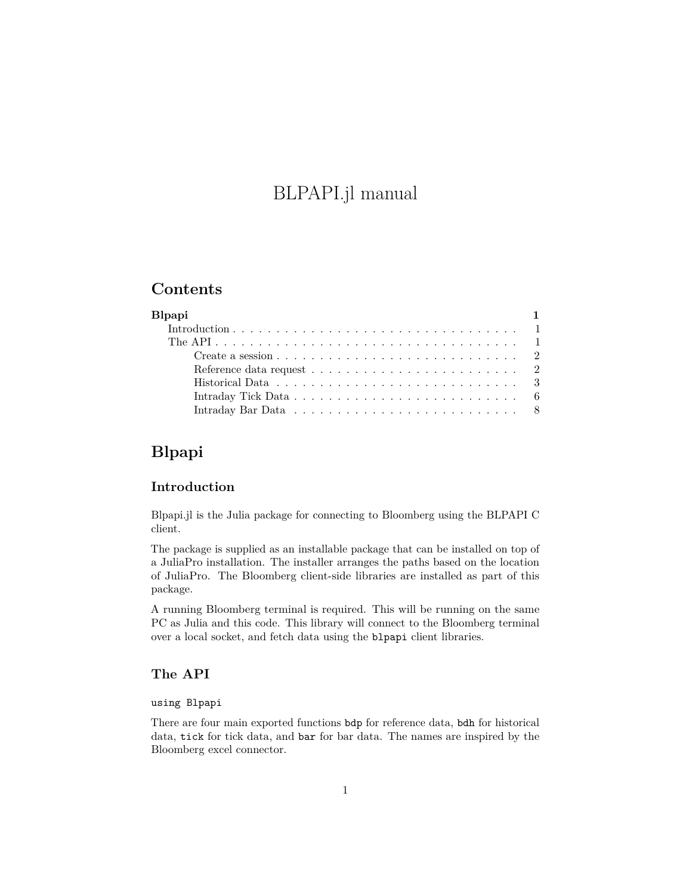# BLPAPI.jl manual

## Contents

**Blpapi** **1**

- Introduction . . . . . . . . . . . . . . . . . . . . . . . . . . . . . . . . . 1
- The API . . . . . . . . . . . . . . . . . . . . . . . . . . . . . . . . . . . 1
  - Create a session . . . . . . . . . . . . . . . . . . . . . . . . . . . 2
  - Reference data request . . . . . . . . . . . . . . . . . . . . . . . 2
  - Historical Data . . . . . . . . . . . . . . . . . . . . . . . . . . . 3
  - Intraday Tick Data . . . . . . . . . . . . . . . . . . . . . . . . . 6
  - Intraday Bar Data . . . . . . . . . . . . . . . . . . . . . . . . . 8

# Blpapi

## Introduction

Blpapi.jl is the Julia package for connecting to Bloomberg using the BLPAPI C client.

The package is supplied as an installable package that can be installed on top of a JuliaPro installation. The installer arranges the paths based on the location of JuliaPro. The Bloomberg client-side libraries are installed as part of this package.

A running Bloomberg terminal is required. This will be running on the same PC as Julia and this code. This library will connect to the Bloomberg terminal over a local socket, and fetch data using the `blpapi` client libraries.

## The API

```
using Blpapi
```

There are four main exported functions `bdp` for reference data, `bdh` for historical data, `tick` for tick data, and `bar` for bar data. The names are inspired by the Bloomberg excel connector.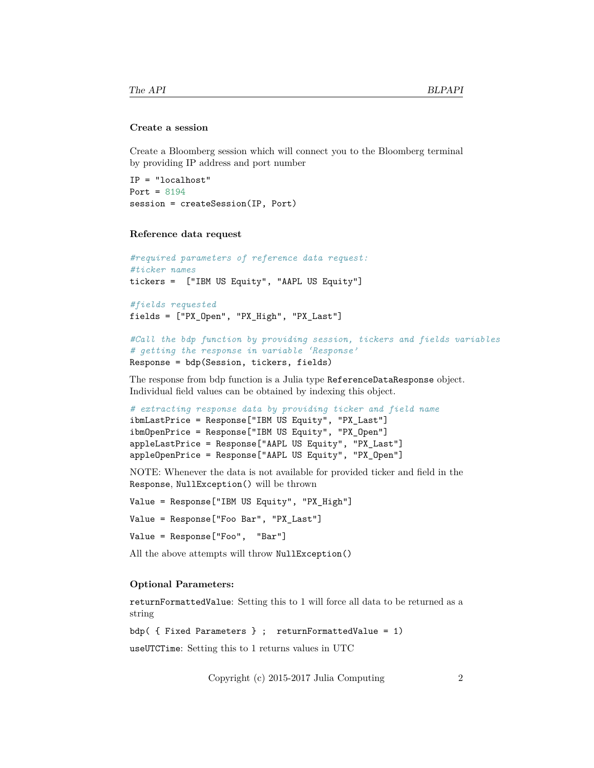### Create a session

Create a Bloomberg session which will connect you to the Bloomberg terminal by providing IP address and port number

```
IP = "localhost"
Port = 8194
session = createSession(IP, Port)
```

### Reference data request

```
#required parameters of reference data request:
#ticker names
tickers =  ["IBM US Equity", "AAPL US Equity"]

#fields requested
fields = ["PX_Open", "PX_High", "PX_Last"]

#Call the bdp function by providing session, tickers and fields variables
# getting the response in variable ‘Response’
Response = bdp(Session, tickers, fields)
```

The response from bdp function is a Julia type `ReferenceDataResponse` object. Individual field values can be obtained by indexing this object.

```
# extracting response data by providing ticker and field name
ibmLastPrice = Response["IBM US Equity", "PX_Last"]
ibmOpenPrice = Response["IBM US Equity", "PX_Open"]
appleLastPrice = Response["AAPL US Equity", "PX_Last"]
appleOpenPrice = Response["AAPL US Equity", "PX_Open"]
```

NOTE: Whenever the data is not available for provided ticker and field in the `Response`, `NullException()` will be thrown

```
Value = Response["IBM US Equity", "PX_High"]
```

```
Value = Response["Foo Bar", "PX_Last"]
```

```
Value = Response["Foo",  "Bar"]
```

All the above attempts will throw `NullException()`

### Optional Parameters:

`returnFormattedValue`: Setting this to 1 will force all data to be returned as a string

```
bdp( { Fixed Parameters } ;  returnFormattedValue = 1)
```

`useUTCTime`: Setting this to 1 returns values in UTC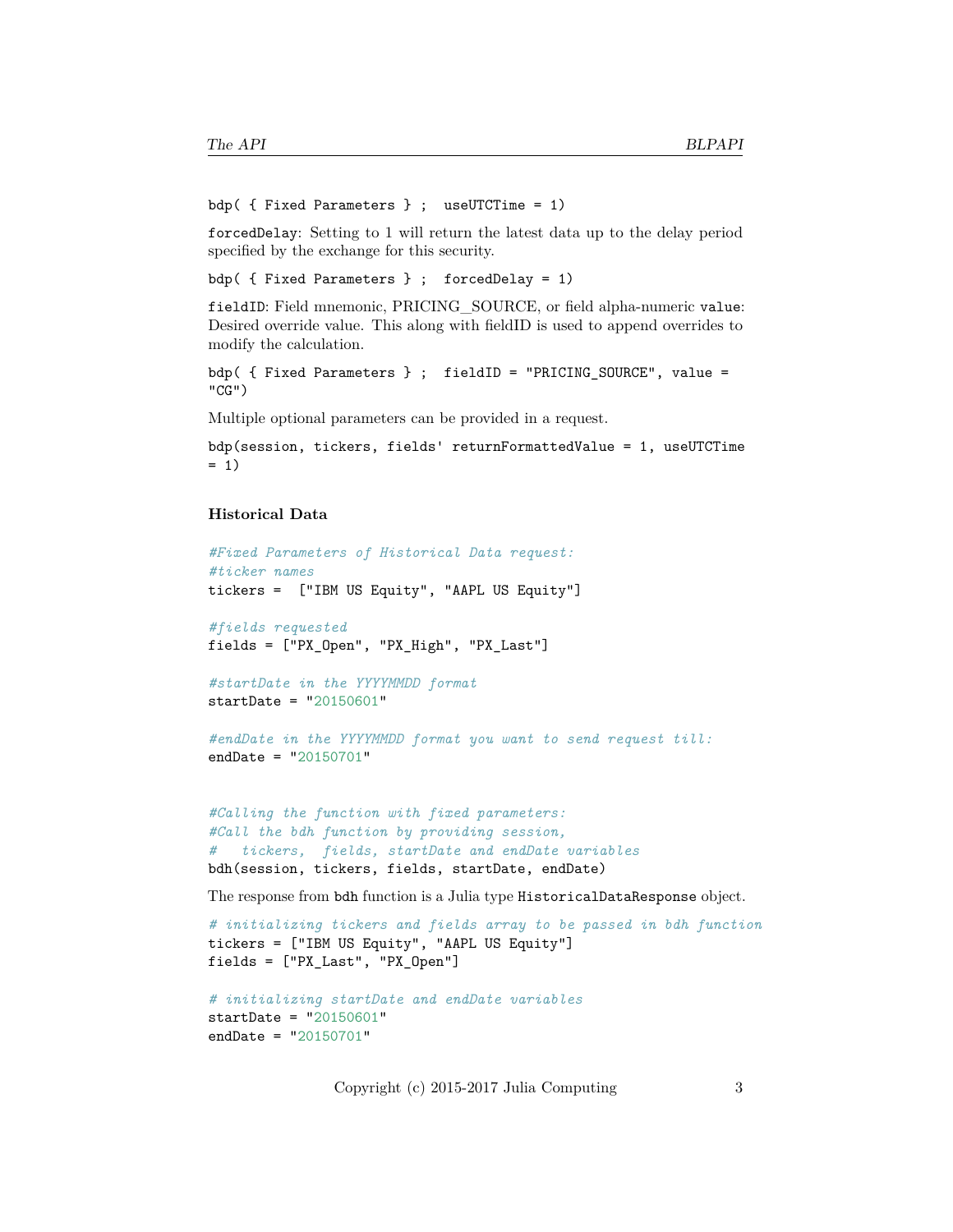```
bdp( { Fixed Parameters } ;  useUTCTime = 1)
```

`forcedDelay`: Setting to 1 will return the latest data up to the delay period specified by the exchange for this security.

```
bdp( { Fixed Parameters } ;  forcedDelay = 1)
```

`fieldID`: Field mnemonic, PRICING_SOURCE, or field alpha-numeric `value`: Desired override value. This along with fieldID is used to append overrides to modify the calculation.

```
bdp( { Fixed Parameters } ;  fieldID = "PRICING_SOURCE", value =
"CG")
```

Multiple optional parameters can be provided in a request.

```
bdp(session, tickers, fields' returnFormattedValue = 1, useUTCTime
= 1)
```

### Historical Data

```
#Fixed Parameters of Historical Data request:
#ticker names
tickers =  ["IBM US Equity", "AAPL US Equity"]

#fields requested
fields = ["PX_Open", "PX_High", "PX_Last"]

#startDate in the YYYYMMDD format
startDate = "20150601"

#endDate in the YYYYMMDD format you want to send request till:
endDate = "20150701"


#Calling the function with fixed parameters:
#Call the bdh function by providing session,
#   tickers,  fields, startDate and endDate variables
bdh(session, tickers, fields, startDate, endDate)
```

The response from `bdh` function is a Julia type `HistoricalDataResponse` object.

```
# initializing tickers and fields array to be passed in bdh function
tickers = ["IBM US Equity", "AAPL US Equity"]
fields = ["PX_Last", "PX_Open"]

# initializing startDate and endDate variables
startDate = "20150601"
endDate = "20150701"
```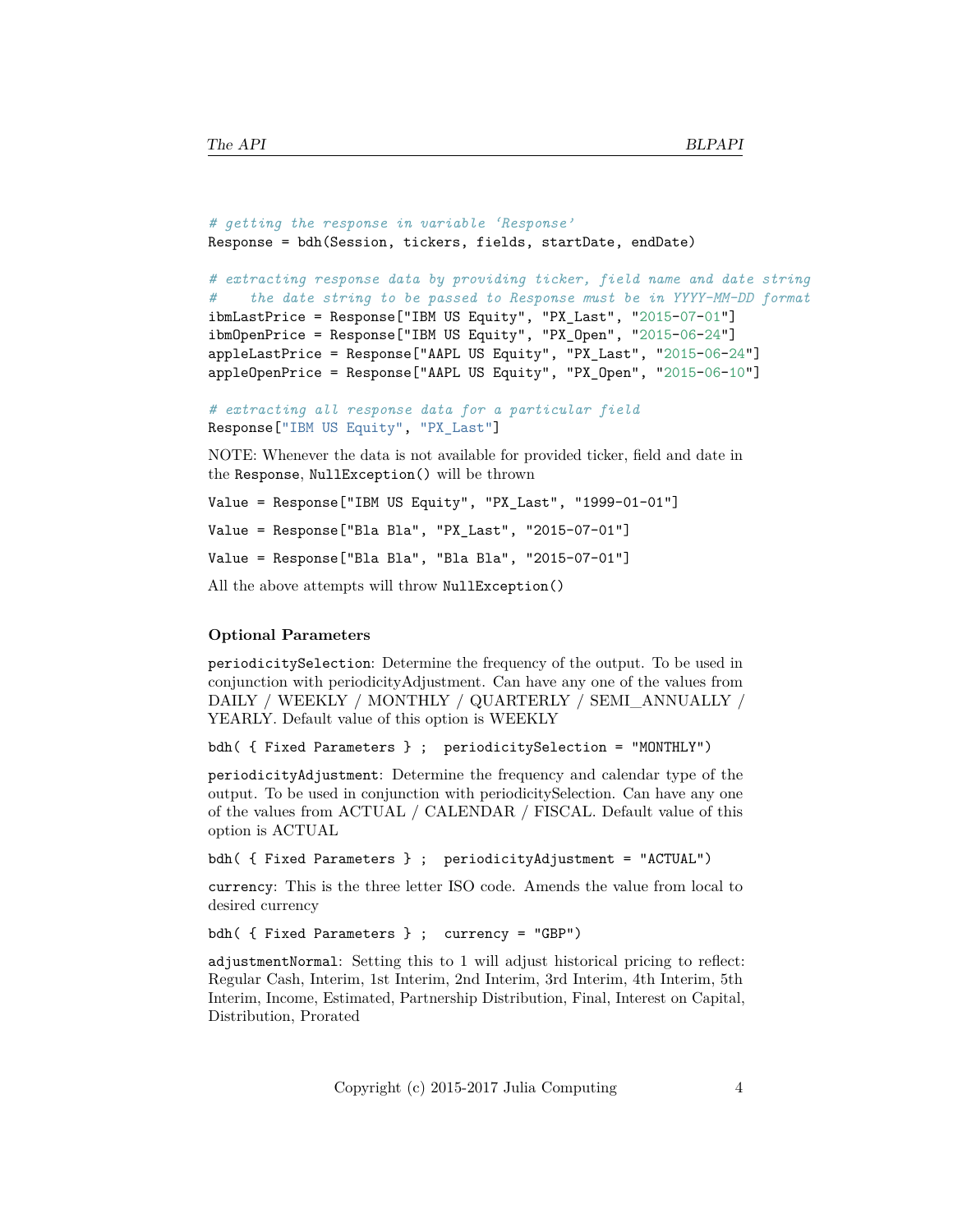```
# getting the response in variable 'Response'
Response = bdh(Session, tickers, fields, startDate, endDate)

# extracting response data by providing ticker, field name and date string
#    the date string to be passed to Response must be in YYYY-MM-DD format
ibmLastPrice = Response["IBM US Equity", "PX_Last", "2015-07-01"]
ibmOpenPrice = Response["IBM US Equity", "PX_Open", "2015-06-24"]
appleLastPrice = Response["AAPL US Equity", "PX_Last", "2015-06-24"]
appleOpenPrice = Response["AAPL US Equity", "PX_Open", "2015-06-10"]

# extracting all response data for a particular field
Response["IBM US Equity", "PX_Last"]
```

NOTE: Whenever the data is not available for provided ticker, field and date in the `Response`, `NullException()` will be thrown

```
Value = Response["IBM US Equity", "PX_Last", "1999-01-01"]
```

```
Value = Response["Bla Bla", "PX_Last", "2015-07-01"]
```

```
Value = Response["Bla Bla", "Bla Bla", "2015-07-01"]
```

All the above attempts will throw `NullException()`

#### Optional Parameters

`periodicitySelection`: Determine the frequency of the output. To be used in conjunction with periodicityAdjustment. Can have any one of the values from DAILY / WEEKLY / MONTHLY / QUARTERLY / SEMI_ANNUALLY / YEARLY. Default value of this option is WEEKLY

```
bdh( { Fixed Parameters } ;  periodicitySelection = "MONTHLY")
```

`periodicityAdjustment`: Determine the frequency and calendar type of the output. To be used in conjunction with periodicitySelection. Can have any one of the values from ACTUAL / CALENDAR / FISCAL. Default value of this option is ACTUAL

```
bdh( { Fixed Parameters } ;  periodicityAdjustment = "ACTUAL")
```

`currency`: This is the three letter ISO code. Amends the value from local to desired currency

```
bdh( { Fixed Parameters } ;  currency = "GBP")
```

`adjustmentNormal`: Setting this to 1 will adjust historical pricing to reflect: Regular Cash, Interim, 1st Interim, 2nd Interim, 3rd Interim, 4th Interim, 5th Interim, Income, Estimated, Partnership Distribution, Final, Interest on Capital, Distribution, Prorated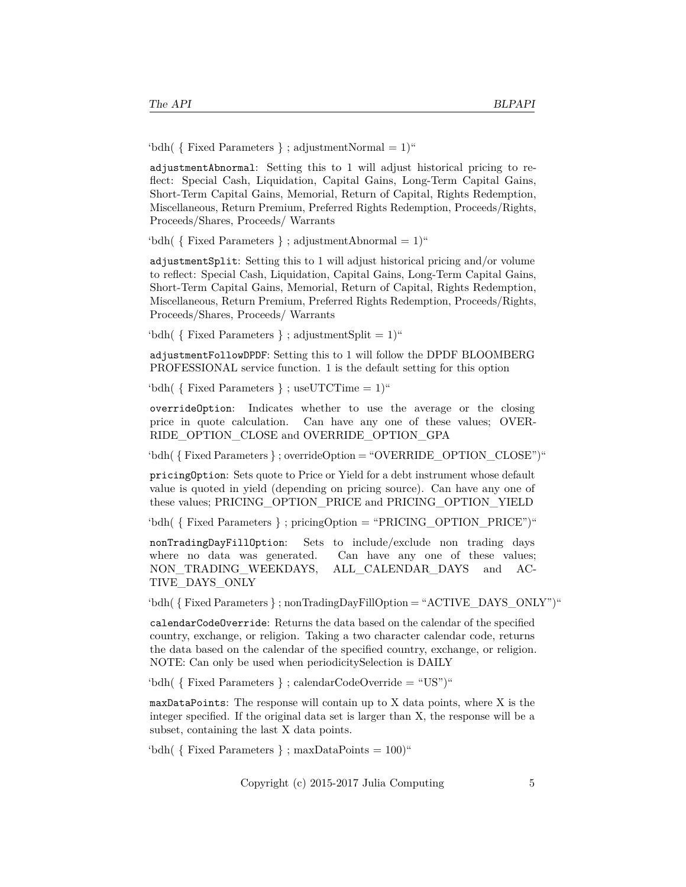‘bdh( { Fixed Parameters } ; adjustmentNormal = 1)“

`adjustmentAbnormal`: Setting this to 1 will adjust historical pricing to reflect: Special Cash, Liquidation, Capital Gains, Long-Term Capital Gains, Short-Term Capital Gains, Memorial, Return of Capital, Rights Redemption, Miscellaneous, Return Premium, Preferred Rights Redemption, Proceeds/Rights, Proceeds/Shares, Proceeds/ Warrants

‘bdh( { Fixed Parameters } ; adjustmentAbnormal = 1)“

`adjustmentSplit`: Setting this to 1 will adjust historical pricing and/or volume to reflect: Special Cash, Liquidation, Capital Gains, Long-Term Capital Gains, Short-Term Capital Gains, Memorial, Return of Capital, Rights Redemption, Miscellaneous, Return Premium, Preferred Rights Redemption, Proceeds/Rights, Proceeds/Shares, Proceeds/ Warrants

‘bdh( { Fixed Parameters } ; adjustmentSplit = 1)“

`adjustmentFollowDPDF`: Setting this to 1 will follow the DPDF BLOOMBERG PROFESSIONAL service function. 1 is the default setting for this option

‘bdh( { Fixed Parameters } ; useUTCTime = 1)“

`overrideOption`: Indicates whether to use the average or the closing price in quote calculation. Can have any one of these values; OVERRIDE_OPTION_CLOSE and OVERRIDE_OPTION_GPA

‘bdh( { Fixed Parameters } ; overrideOption = “OVERRIDE_OPTION_CLOSE”)“

`pricingOption`: Sets quote to Price or Yield for a debt instrument whose default value is quoted in yield (depending on pricing source). Can have any one of these values; PRICING_OPTION_PRICE and PRICING_OPTION_YIELD

‘bdh( { Fixed Parameters } ; pricingOption = “PRICING_OPTION_PRICE”)“

`nonTradingDayFillOption`: Sets to include/exclude non trading days where no data was generated. Can have any one of these values; NON_TRADING_WEEKDAYS, ALL_CALENDAR_DAYS and ACTIVE_DAYS_ONLY

‘bdh( { Fixed Parameters } ; nonTradingDayFillOption = “ACTIVE_DAYS_ONLY”)“

`calendarCodeOverride`: Returns the data based on the calendar of the specified country, exchange, or religion. Taking a two character calendar code, returns the data based on the calendar of the specified country, exchange, or religion. NOTE: Can only be used when periodicitySelection is DAILY

‘bdh( { Fixed Parameters } ; calendarCodeOverride = “US”)“

`maxDataPoints`: The response will contain up to X data points, where X is the integer specified. If the original data set is larger than X, the response will be a subset, containing the last X data points.

‘bdh( { Fixed Parameters } ; maxDataPoints = 100)“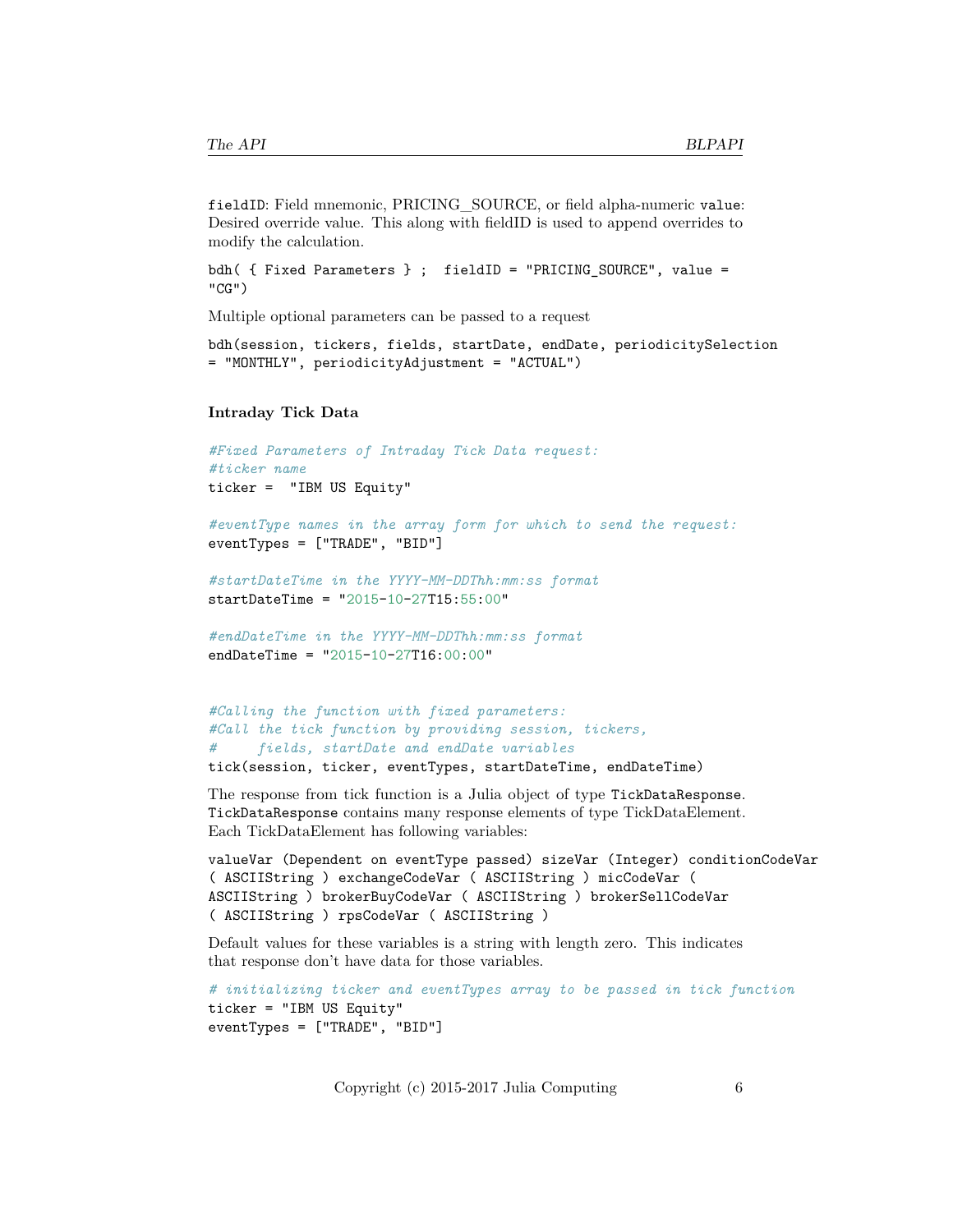fieldID: Field mnemonic, PRICING_SOURCE, or field alpha-numeric value: Desired override value. This along with fieldID is used to append overrides to modify the calculation.

```
bdh( { Fixed Parameters } ;  fieldID = "PRICING_SOURCE", value =
"CG")
```

Multiple optional parameters can be passed to a request

```
bdh(session, tickers, fields, startDate, endDate, periodicitySelection
= "MONTHLY", periodicityAdjustment = "ACTUAL")
```

### Intraday Tick Data

```
#Fixed Parameters of Intraday Tick Data request:
#ticker name
ticker =  "IBM US Equity"

#eventType names in the array form for which to send the request:
eventTypes = ["TRADE", "BID"]

#startDateTime in the YYYY-MM-DDThh:mm:ss format
startDateTime = "2015-10-27T15:55:00"

#endDateTime in the YYYY-MM-DDThh:mm:ss format
endDateTime = "2015-10-27T16:00:00"


#Calling the function with fixed parameters:
#Call the tick function by providing session, tickers,
#     fields, startDate and endDate variables
tick(session, ticker, eventTypes, startDateTime, endDateTime)
```

The response from tick function is a Julia object of type TickDataResponse. TickDataResponse contains many response elements of type TickDataElement. Each TickDataElement has following variables:

```
valueVar (Dependent on eventType passed) sizeVar (Integer) conditionCodeVar
( ASCIIString ) exchangeCodeVar ( ASCIIString ) micCodeVar (
ASCIIString ) brokerBuyCodeVar ( ASCIIString ) brokerSellCodeVar
( ASCIIString ) rpsCodeVar ( ASCIIString )
```

Default values for these variables is a string with length zero. This indicates that response don't have data for those variables.

```
# initializing ticker and eventTypes array to be passed in tick function
ticker = "IBM US Equity"
eventTypes = ["TRADE", "BID"]
```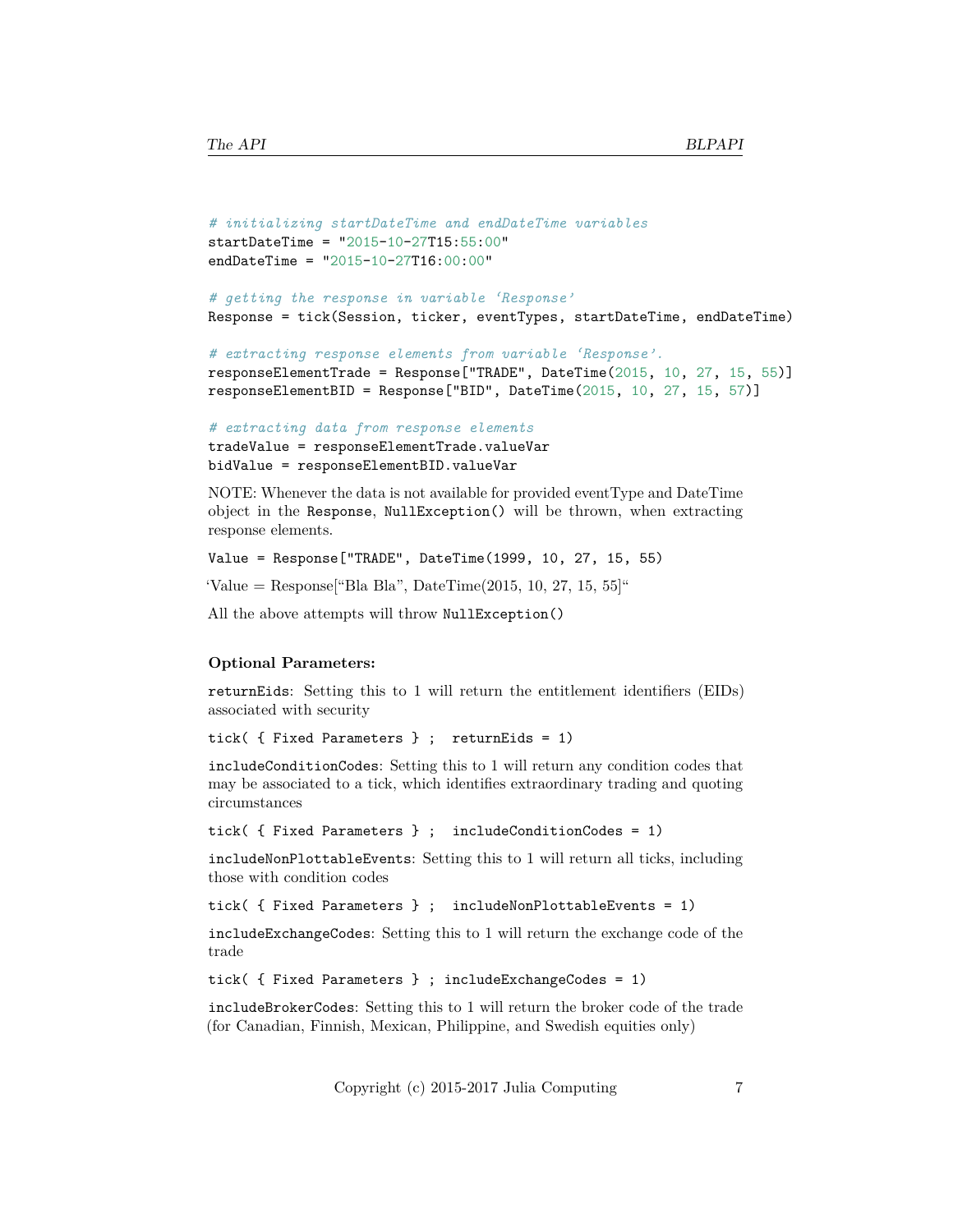```
# initializing startDateTime and endDateTime variables
startDateTime = "2015-10-27T15:55:00"
endDateTime = "2015-10-27T16:00:00"

# getting the response in variable 'Response'
Response = tick(Session, ticker, eventTypes, startDateTime, endDateTime)

# extracting response elements from variable 'Response'.
responseElementTrade = Response["TRADE", DateTime(2015, 10, 27, 15, 55)]
responseElementBID = Response["BID", DateTime(2015, 10, 27, 15, 57)]

# extracting data from response elements
tradeValue = responseElementTrade.valueVar
bidValue = responseElementBID.valueVar
```

NOTE: Whenever the data is not available for provided eventType and DateTime object in the `Response`, `NullException()` will be thrown, when extracting response elements.

```
Value = Response["TRADE", DateTime(1999, 10, 27, 15, 55)
```

'Value = Response["Bla Bla", DateTime(2015, 10, 27, 15, 55]"

All the above attempts will throw `NullException()`

**Optional Parameters:**

`returnEids`: Setting this to 1 will return the entitlement identifiers (EIDs) associated with security

```
tick( { Fixed Parameters } ;  returnEids = 1)
```

`includeConditionCodes`: Setting this to 1 will return any condition codes that may be associated to a tick, which identifies extraordinary trading and quoting circumstances

```
tick( { Fixed Parameters } ;  includeConditionCodes = 1)
```

`includeNonPlottableEvents`: Setting this to 1 will return all ticks, including those with condition codes

```
tick( { Fixed Parameters } ;  includeNonPlottableEvents = 1)
```

`includeExchangeCodes`: Setting this to 1 will return the exchange code of the trade

```
tick( { Fixed Parameters } ; includeExchangeCodes = 1)
```

`includeBrokerCodes`: Setting this to 1 will return the broker code of the trade (for Canadian, Finnish, Mexican, Philippine, and Swedish equities only)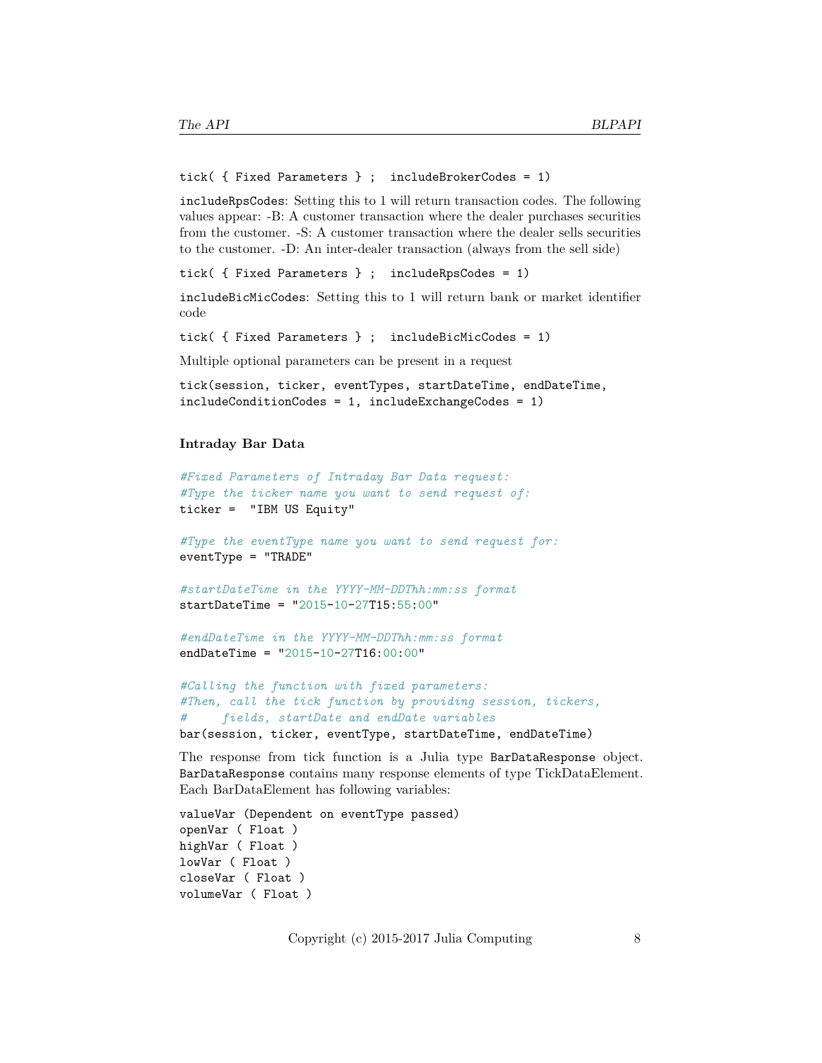```
tick( { Fixed Parameters } ;  includeBrokerCodes = 1)
```

`includeRpsCodes`: Setting this to 1 will return transaction codes. The following values appear: -B: A customer transaction where the dealer purchases securities from the customer. -S: A customer transaction where the dealer sells securities to the customer. -D: An inter-dealer transaction (always from the sell side)

```
tick( { Fixed Parameters } ;  includeRpsCodes = 1)
```

`includeBicMicCodes`: Setting this to 1 will return bank or market identifier code

```
tick( { Fixed Parameters } ;  includeBicMicCodes = 1)
```

Multiple optional parameters can be present in a request

```
tick(session, ticker, eventTypes, startDateTime, endDateTime,
includeConditionCodes = 1, includeExchangeCodes = 1)
```

#### Intraday Bar Data

```
#Fixed Parameters of Intraday Bar Data request:
#Type the ticker name you want to send request of:
ticker =  "IBM US Equity"

#Type the eventType name you want to send request for:
eventType = "TRADE"

#startDateTime in the YYYY-MM-DDThh:mm:ss format
startDateTime = "2015-10-27T15:55:00"

#endDateTime in the YYYY-MM-DDThh:mm:ss format
endDateTime = "2015-10-27T16:00:00"

#Calling the function with fixed parameters:
#Then, call the tick function by providing session, tickers,
#     fields, startDate and endDate variables
bar(session, ticker, eventType, startDateTime, endDateTime)
```

The response from tick function is a Julia type `BarDataResponse` object. `BarDataResponse` contains many response elements of type TickDataElement. Each BarDataElement has following variables:

```
valueVar (Dependent on eventType passed)
openVar ( Float )
highVar ( Float )
lowVar ( Float )
closeVar ( Float )
volumeVar ( Float )
```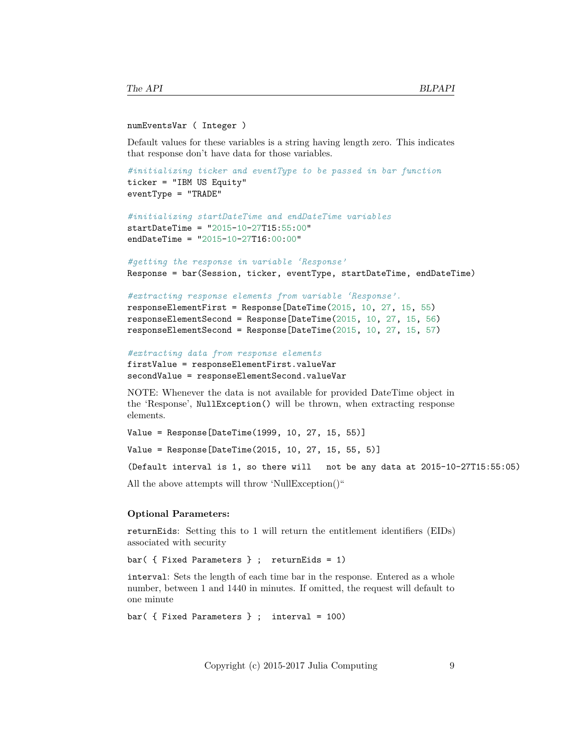```
numEventsVar ( Integer )
```

Default values for these variables is a string having length zero. This indicates that response don't have data for those variables.

```
#initializing ticker and eventType to be passed in bar function
ticker = "IBM US Equity"
eventType = "TRADE"

#initializing startDateTime and endDateTime variables
startDateTime = "2015-10-27T15:55:00"
endDateTime = "2015-10-27T16:00:00"

#getting the response in variable 'Response'
Response = bar(Session, ticker, eventType, startDateTime, endDateTime)

#extracting response elements from variable 'Response'.
responseElementFirst = Response[DateTime(2015, 10, 27, 15, 55)
responseElementSecond = Response[DateTime(2015, 10, 27, 15, 56)
responseElementSecond = Response[DateTime(2015, 10, 27, 15, 57)

#extracting data from response elements
firstValue = responseElementFirst.valueVar
secondValue = responseElementSecond.valueVar
```

NOTE: Whenever the data is not available for provided DateTime object in the 'Response', `NullException()` will be thrown, when extracting response elements.

```
Value = Response[DateTime(1999, 10, 27, 15, 55)]
```

```
Value = Response[DateTime(2015, 10, 27, 15, 55, 5)]
```

```
(Default interval is 1, so there will   not be any data at 2015-10-27T15:55:05)
```

All the above attempts will throw 'NullException()"

**Optional Parameters:**

`returnEids`: Setting this to 1 will return the entitlement identifiers (EIDs) associated with security

```
bar( { Fixed Parameters } ;  returnEids = 1)
```

`interval`: Sets the length of each time bar in the response. Entered as a whole number, between 1 and 1440 in minutes. If omitted, the request will default to one minute

```
bar( { Fixed Parameters } ;  interval = 100)
```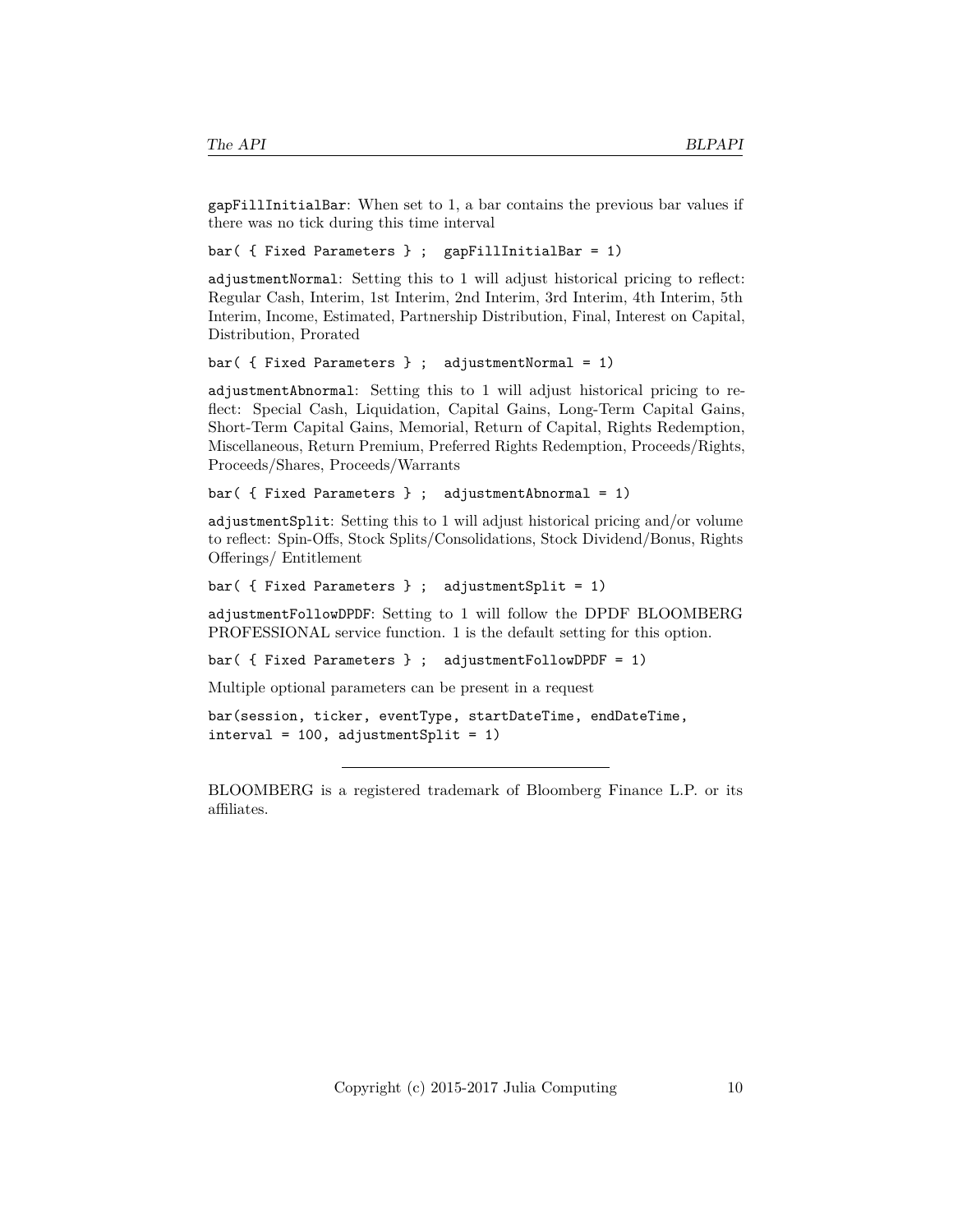`gapFillInitialBar`: When set to 1, a bar contains the previous bar values if there was no tick during this time interval

```
bar( { Fixed Parameters } ;  gapFillInitialBar = 1)
```

`adjustmentNormal`: Setting this to 1 will adjust historical pricing to reflect: Regular Cash, Interim, 1st Interim, 2nd Interim, 3rd Interim, 4th Interim, 5th Interim, Income, Estimated, Partnership Distribution, Final, Interest on Capital, Distribution, Prorated

```
bar( { Fixed Parameters } ;  adjustmentNormal = 1)
```

`adjustmentAbnormal`: Setting this to 1 will adjust historical pricing to reflect: Special Cash, Liquidation, Capital Gains, Long-Term Capital Gains, Short-Term Capital Gains, Memorial, Return of Capital, Rights Redemption, Miscellaneous, Return Premium, Preferred Rights Redemption, Proceeds/Rights, Proceeds/Shares, Proceeds/Warrants

```
bar( { Fixed Parameters } ;  adjustmentAbnormal = 1)
```

`adjustmentSplit`: Setting this to 1 will adjust historical pricing and/or volume to reflect: Spin-Offs, Stock Splits/Consolidations, Stock Dividend/Bonus, Rights Offerings/ Entitlement

```
bar( { Fixed Parameters } ;  adjustmentSplit = 1)
```

`adjustmentFollowDPDF`: Setting to 1 will follow the DPDF BLOOMBERG PROFESSIONAL service function. 1 is the default setting for this option.

```
bar( { Fixed Parameters } ;  adjustmentFollowDPDF = 1)
```

Multiple optional parameters can be present in a request

```
bar(session, ticker, eventType, startDateTime, endDateTime,
interval = 100, adjustmentSplit = 1)
```

---

BLOOMBERG is a registered trademark of Bloomberg Finance L.P. or its affiliates.